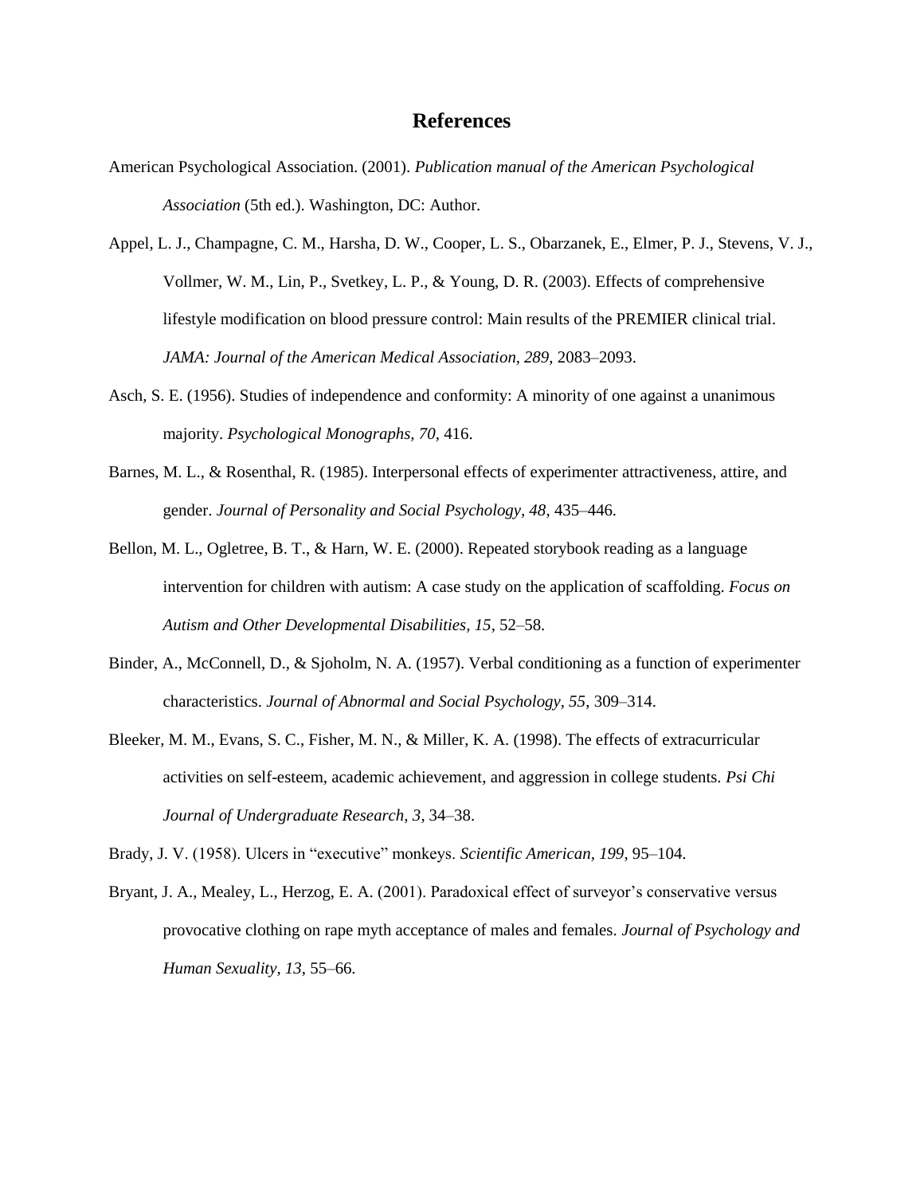# References

American Psychological Association. (2001). *Publication manual of the American Psychological Association* (5th ed.). Washington, DC: Author.

Appel, L. J., Champagne, C. M., Harsha, D. W., Cooper, L. S., Obarzanek, E., Elmer, P. J., Stevens, V. J., Vollmer, W. M., Lin, P., Svetkey, L. P., & Young, D. R. (2003). Effects of comprehensive lifestyle modification on blood pressure control: Main results of the PREMIER clinical trial. *JAMA: Journal of the American Medical Association, 289*, 2083–2093.

Asch, S. E. (1956). Studies of independence and conformity: A minority of one against a unanimous majority. *Psychological Monographs, 70*, 416.

Barnes, M. L., & Rosenthal, R. (1985). Interpersonal effects of experimenter attractiveness, attire, and gender. *Journal of Personality and Social Psychology, 48*, 435–446.

Bellon, M. L., Ogletree, B. T., & Harn, W. E. (2000). Repeated storybook reading as a language intervention for children with autism: A case study on the application of scaffolding. *Focus on Autism and Other Developmental Disabilities, 15*, 52–58.

Binder, A., McConnell, D., & Sjoholm, N. A. (1957). Verbal conditioning as a function of experimenter characteristics. *Journal of Abnormal and Social Psychology, 55*, 309–314.

Bleeker, M. M., Evans, S. C., Fisher, M. N., & Miller, K. A. (1998). The effects of extracurricular activities on self-esteem, academic achievement, and aggression in college students. *Psi Chi Journal of Undergraduate Research, 3*, 34–38.

Brady, J. V. (1958). Ulcers in "executive" monkeys. *Scientific American, 199*, 95–104.

Bryant, J. A., Mealey, L., Herzog, E. A. (2001). Paradoxical effect of surveyor's conservative versus provocative clothing on rape myth acceptance of males and females. *Journal of Psychology and Human Sexuality, 13*, 55–66.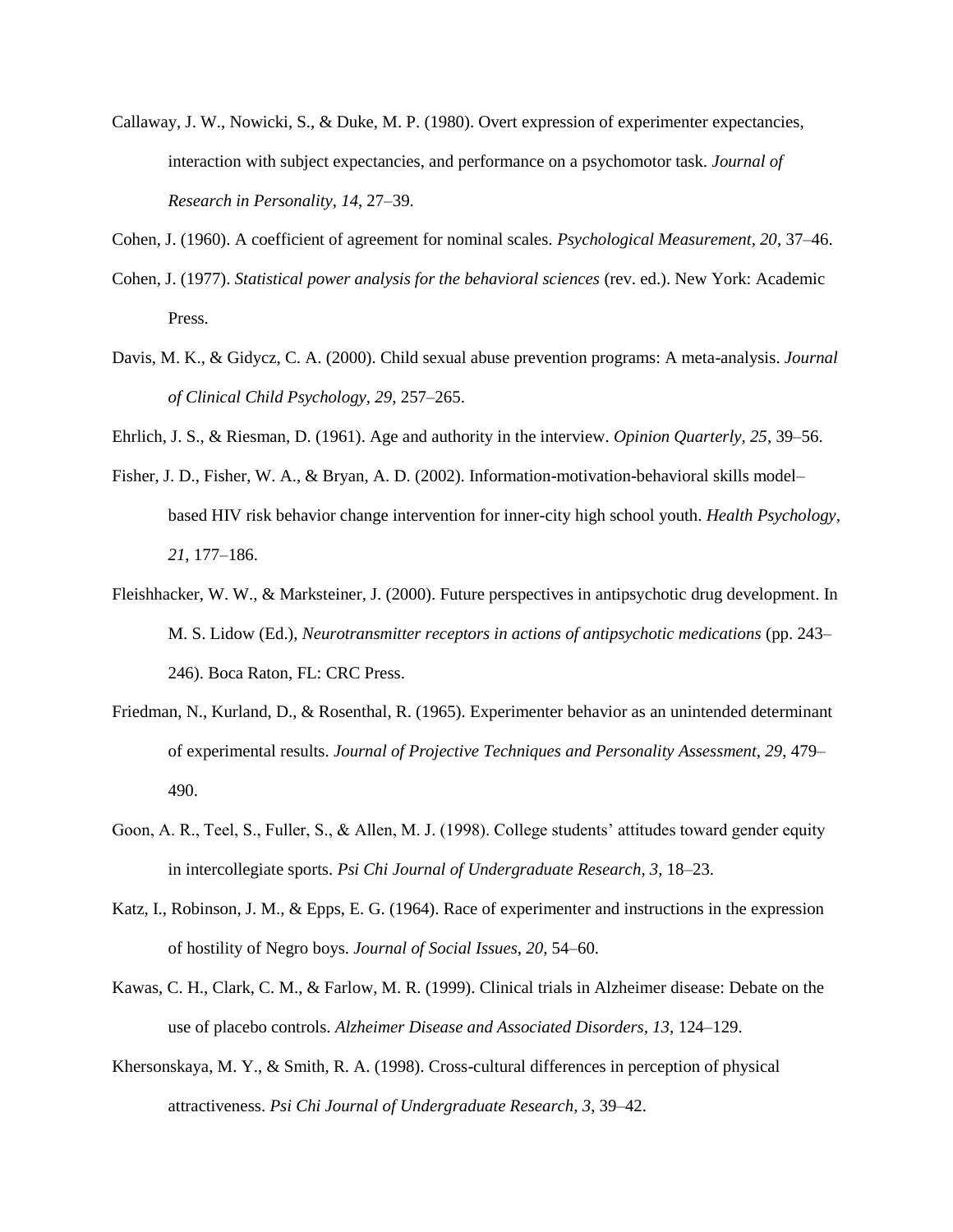Callaway, J. W., Nowicki, S., & Duke, M. P. (1980). Overt expression of experimenter expectancies, interaction with subject expectancies, and performance on a psychomotor task. *Journal of Research in Personality, 14*, 27–39.

Cohen, J. (1960). A coefficient of agreement for nominal scales. *Psychological Measurement, 20*, 37–46.

Cohen, J. (1977). *Statistical power analysis for the behavioral sciences* (rev. ed.). New York: Academic Press.

Davis, M. K., & Gidycz, C. A. (2000). Child sexual abuse prevention programs: A meta-analysis. *Journal of Clinical Child Psychology, 29*, 257–265.

Ehrlich, J. S., & Riesman, D. (1961). Age and authority in the interview. *Opinion Quarterly, 25*, 39–56.

Fisher, J. D., Fisher, W. A., & Bryan, A. D. (2002). Information-motivation-behavioral skills model–based HIV risk behavior change intervention for inner-city high school youth. *Health Psychology, 21*, 177–186.

Fleishhacker, W. W., & Marksteiner, J. (2000). Future perspectives in antipsychotic drug development. In M. S. Lidow (Ed.), *Neurotransmitter receptors in actions of antipsychotic medications* (pp. 243–246). Boca Raton, FL: CRC Press.

Friedman, N., Kurland, D., & Rosenthal, R. (1965). Experimenter behavior as an unintended determinant of experimental results. *Journal of Projective Techniques and Personality Assessment, 29*, 479–490.

Goon, A. R., Teel, S., Fuller, S., & Allen, M. J. (1998). College students' attitudes toward gender equity in intercollegiate sports. *Psi Chi Journal of Undergraduate Research, 3*, 18–23.

Katz, I., Robinson, J. M., & Epps, E. G. (1964). Race of experimenter and instructions in the expression of hostility of Negro boys. *Journal of Social Issues, 20*, 54–60.

Kawas, C. H., Clark, C. M., & Farlow, M. R. (1999). Clinical trials in Alzheimer disease: Debate on the use of placebo controls. *Alzheimer Disease and Associated Disorders, 13*, 124–129.

Khersonskaya, M. Y., & Smith, R. A. (1998). Cross-cultural differences in perception of physical attractiveness. *Psi Chi Journal of Undergraduate Research, 3*, 39–42.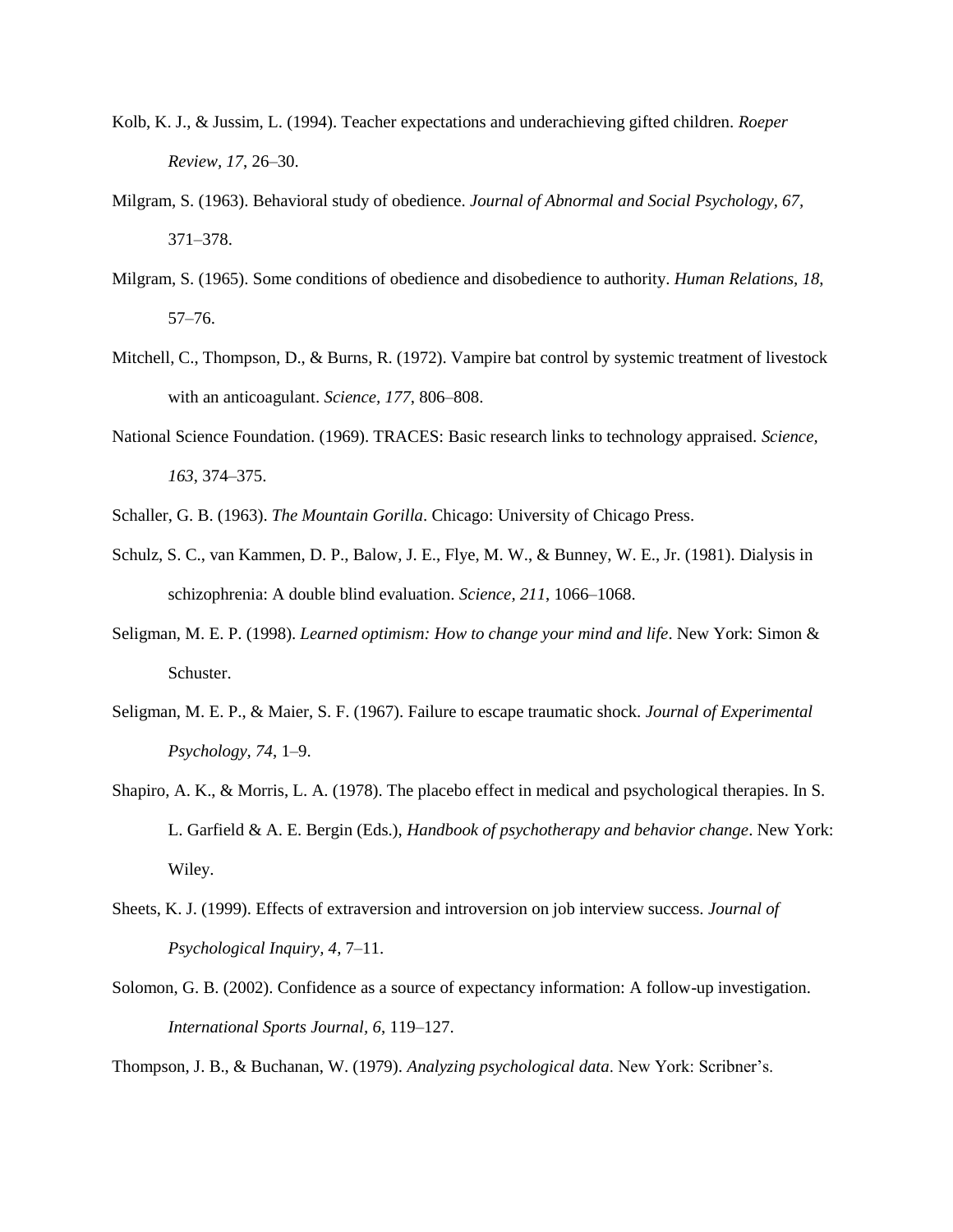Kolb, K. J., & Jussim, L. (1994). Teacher expectations and underachieving gifted children. *Roeper Review*, *17*, 26–30.

Milgram, S. (1963). Behavioral study of obedience. *Journal of Abnormal and Social Psychology*, *67*, 371–378.

Milgram, S. (1965). Some conditions of obedience and disobedience to authority. *Human Relations*, *18*, 57–76.

Mitchell, C., Thompson, D., & Burns, R. (1972). Vampire bat control by systemic treatment of livestock with an anticoagulant. *Science*, *177*, 806–808.

National Science Foundation. (1969). TRACES: Basic research links to technology appraised. *Science*, *163*, 374–375.

Schaller, G. B. (1963). *The Mountain Gorilla*. Chicago: University of Chicago Press.

Schulz, S. C., van Kammen, D. P., Balow, J. E., Flye, M. W., & Bunney, W. E., Jr. (1981). Dialysis in schizophrenia: A double blind evaluation. *Science, 211*, 1066–1068.

Seligman, M. E. P. (1998). *Learned optimism: How to change your mind and life*. New York: Simon & Schuster.

Seligman, M. E. P., & Maier, S. F. (1967). Failure to escape traumatic shock. *Journal of Experimental Psychology*, *74*, 1–9.

Shapiro, A. K., & Morris, L. A. (1978). The placebo effect in medical and psychological therapies. In S. L. Garfield & A. E. Bergin (Eds.), *Handbook of psychotherapy and behavior change*. New York: Wiley.

Sheets, K. J. (1999). Effects of extraversion and introversion on job interview success. *Journal of Psychological Inquiry, 4*, 7–11.

Solomon, G. B. (2002). Confidence as a source of expectancy information: A follow-up investigation. *International Sports Journal*, *6*, 119–127.

Thompson, J. B., & Buchanan, W. (1979). *Analyzing psychological data*. New York: Scribner's.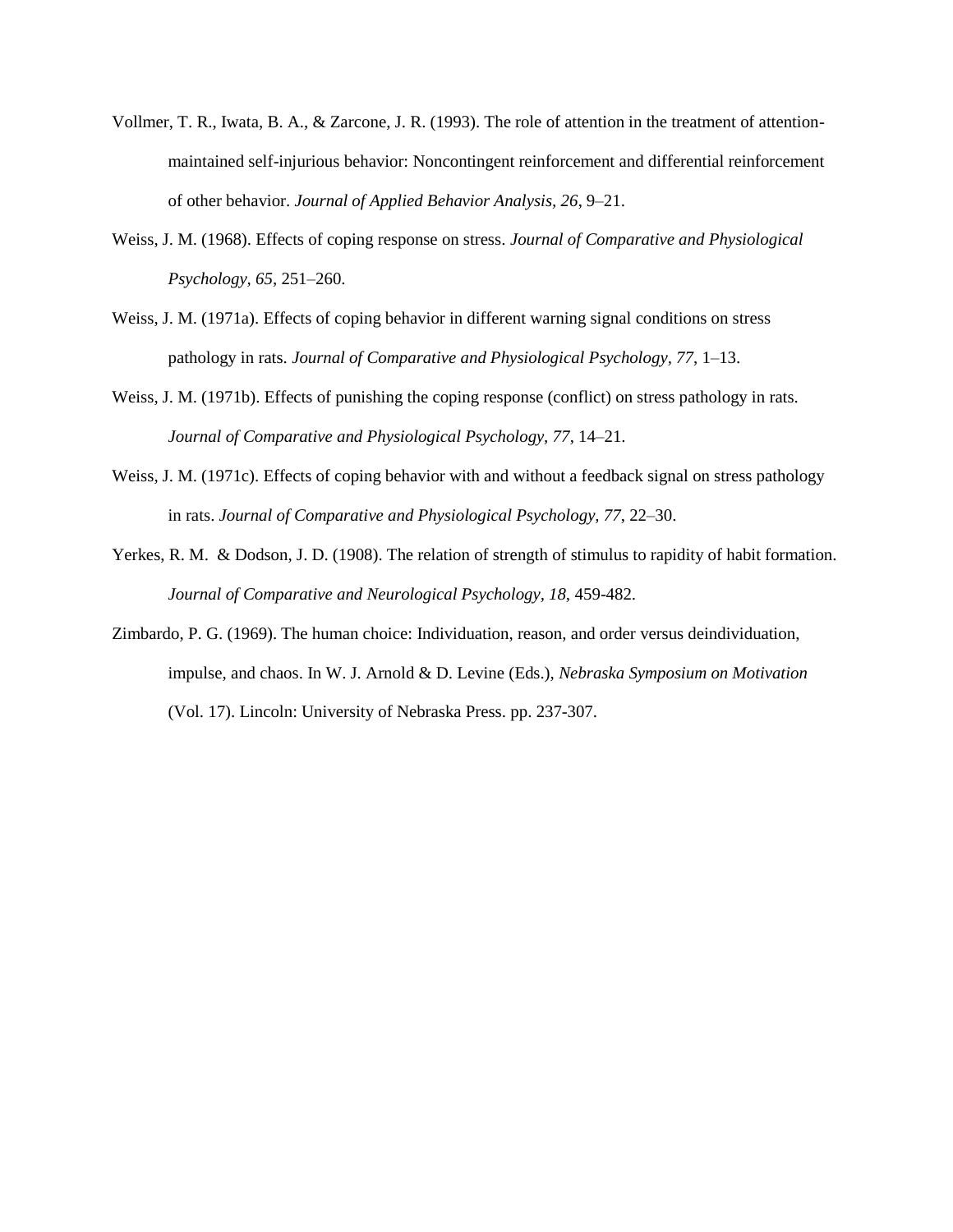Vollmer, T. R., Iwata, B. A., & Zarcone, J. R. (1993). The role of attention in the treatment of attention-maintained self-injurious behavior: Noncontingent reinforcement and differential reinforcement of other behavior. *Journal of Applied Behavior Analysis*, *26*, 9–21.

Weiss, J. M. (1968). Effects of coping response on stress. *Journal of Comparative and Physiological Psychology*, *65*, 251–260.

Weiss, J. M. (1971a). Effects of coping behavior in different warning signal conditions on stress pathology in rats. *Journal of Comparative and Physiological Psychology*, *77*, 1–13.

Weiss, J. M. (1971b). Effects of punishing the coping response (conflict) on stress pathology in rats. *Journal of Comparative and Physiological Psychology*, *77*, 14–21.

Weiss, J. M. (1971c). Effects of coping behavior with and without a feedback signal on stress pathology in rats. *Journal of Comparative and Physiological Psychology*, *77*, 22–30.

Yerkes, R. M. & Dodson, J. D. (1908). The relation of strength of stimulus to rapidity of habit formation. *Journal of Comparative and Neurological Psychology, 18*, 459-482.

Zimbardo, P. G. (1969). The human choice: Individuation, reason, and order versus deindividuation, impulse, and chaos. In W. J. Arnold & D. Levine (Eds.), *Nebraska Symposium on Motivation* (Vol. 17). Lincoln: University of Nebraska Press. pp. 237-307.